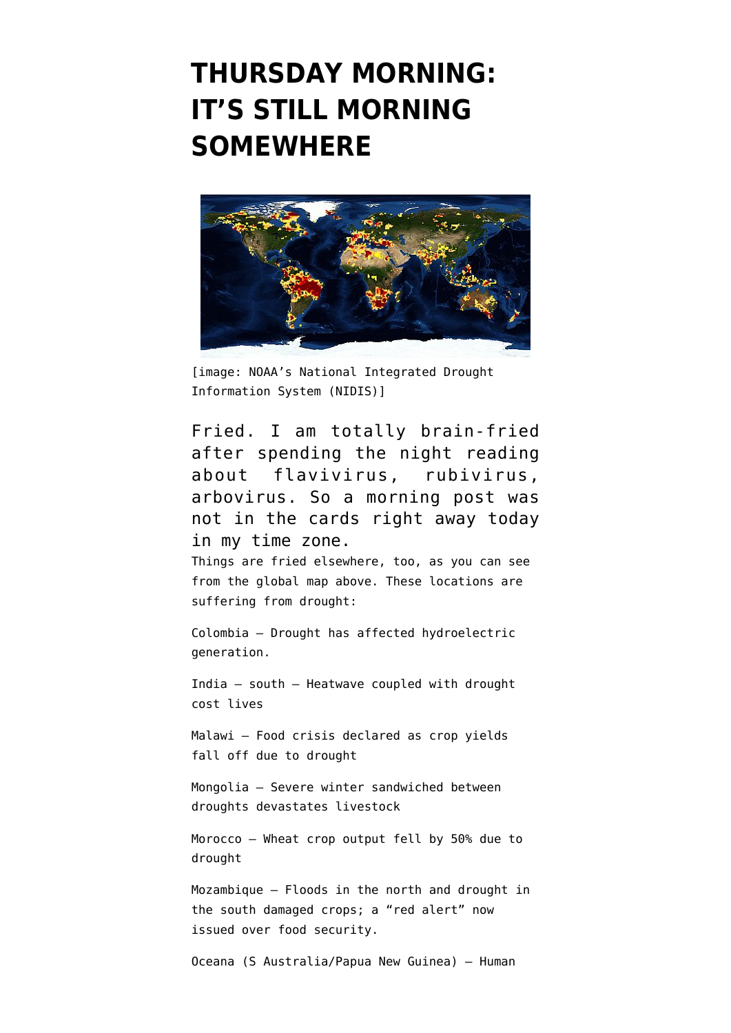# THURSDAY MORNING: IT'S STILL MORNING SOMEWHERE

[image: NOAA's National Integrated Drought Information System (NIDIS)]

Fried. I am totally brain-fried after spending the night reading about flavivirus, rubivirus, arbovirus. So a morning post was not in the cards right away today in my time zone.

Things are fried elsewhere, too, as you can see from the global map above. These locations are suffering from drought:

Colombia – Drought has affected hydroelectric generation.

India – south – Heatwave coupled with drought cost lives

Malawi – Food crisis declared as crop yields fall off due to drought

Mongolia – Severe winter sandwiched between droughts devastates livestock

Morocco – Wheat crop output fell by 50% due to drought

Mozambique – Floods in the north and drought in the south damaged crops; a "red alert" now issued over food security.

Oceana (S Australia/Papua New Guinea) – Human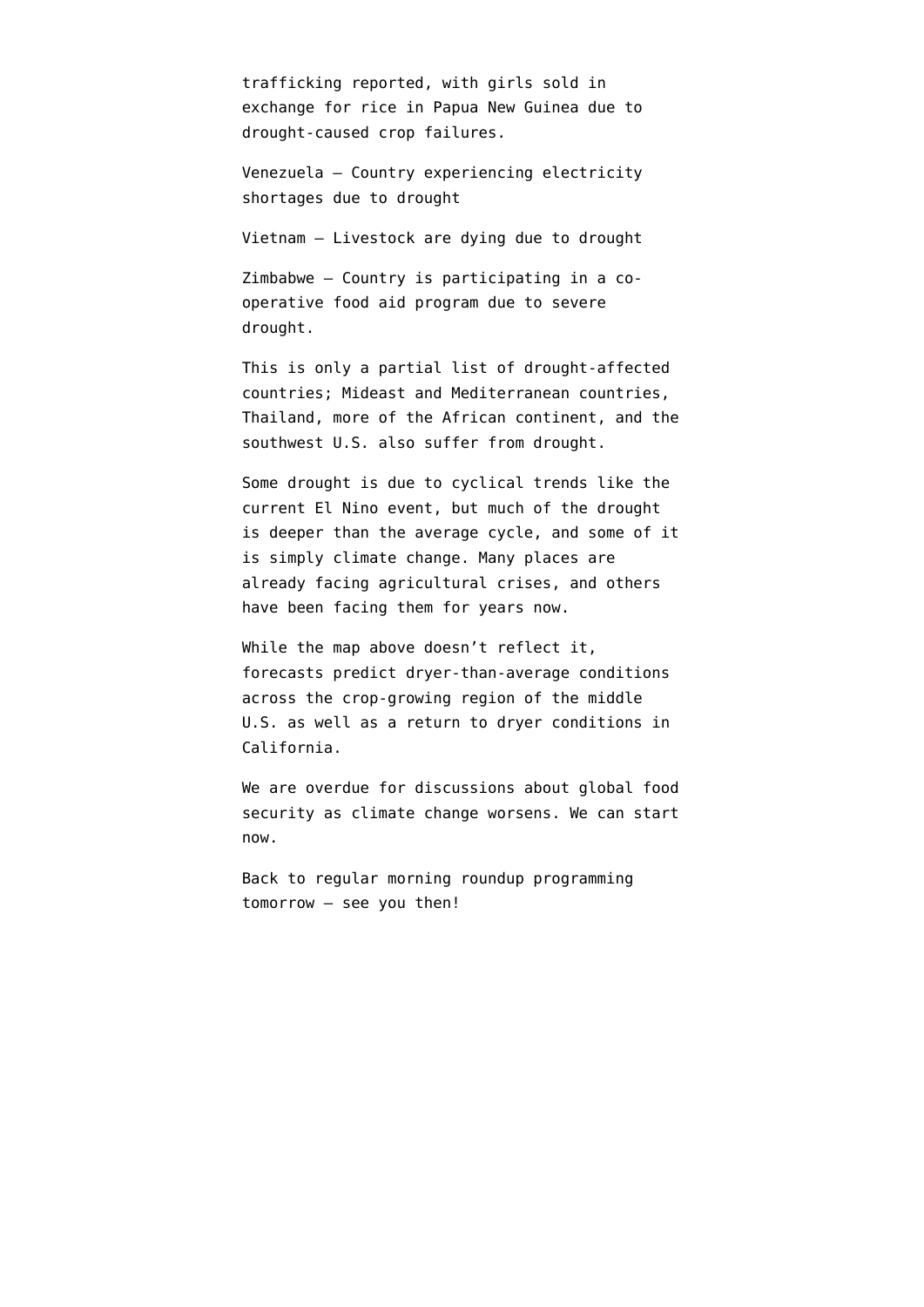trafficking reported, with girls sold in exchange for rice in Papua New Guinea due to drought-caused crop failures.

Venezuela – Country experiencing electricity shortages due to drought

Vietnam – Livestock are dying due to drought

Zimbabwe – Country is participating in a co-operative food aid program due to severe drought.

This is only a partial list of drought-affected countries; Mideast and Mediterranean countries, Thailand, more of the African continent, and the southwest U.S. also suffer from drought.

Some drought is due to cyclical trends like the current El Nino event, but much of the drought is deeper than the average cycle, and some of it is simply climate change. Many places are already facing agricultural crises, and others have been facing them for years now.

While the map above doesn't reflect it, forecasts predict dryer-than-average conditions across the crop-growing region of the middle U.S. as well as a return to dryer conditions in California.

We are overdue for discussions about global food security as climate change worsens. We can start now.

Back to regular morning roundup programming tomorrow – see you then!